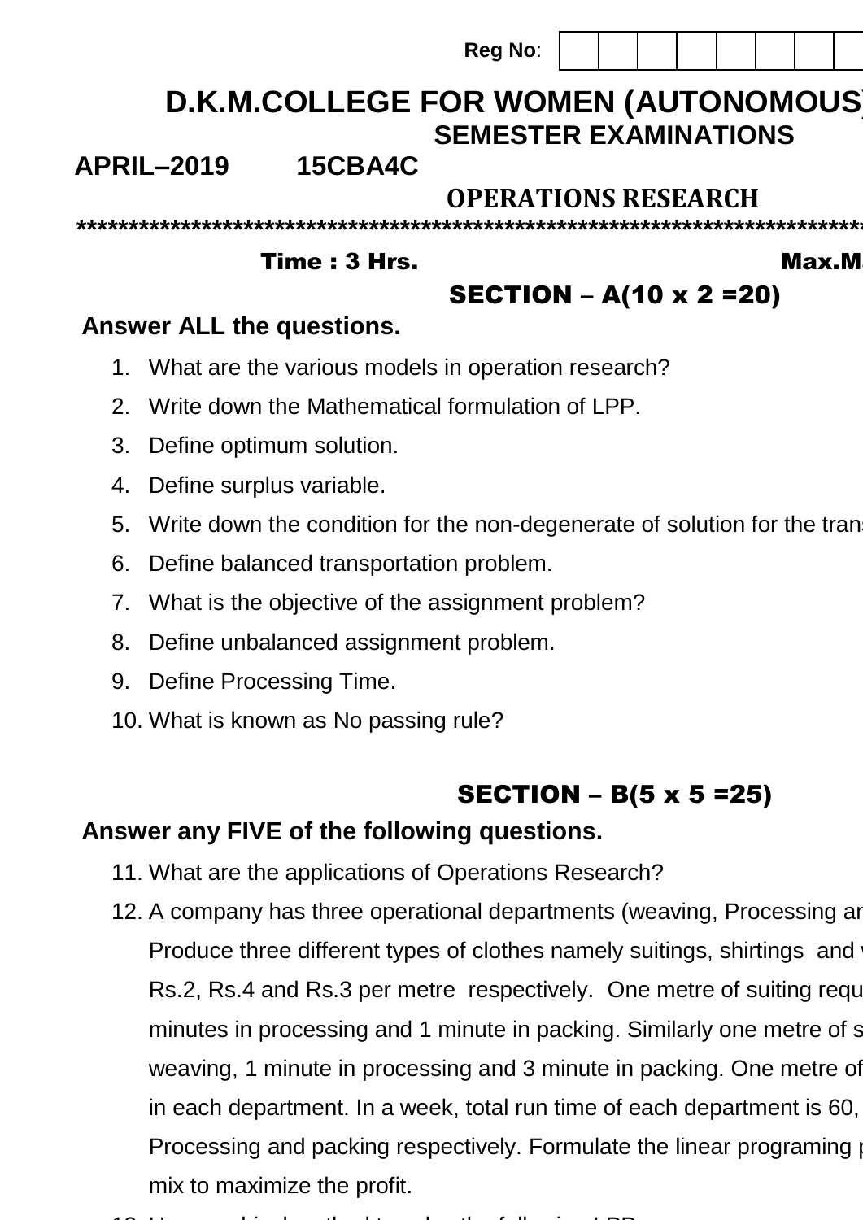Reg No:

# D.K.M.COLLEGE FOR WOMEN (AUTONOMOUS)

## SEMESTER EXAMINATIONS

**APRIL–2019 15CBA4C**

## OPERATIONS RESEARCH

*****************************************************************************

**Time : 3 Hrs.** **Max.M**

### SECTION – A(10 x 2 =20)

**Answer ALL the questions.**

1. What are the various models in operation research?
2. Write down the Mathematical formulation of LPP.
3. Define optimum solution.
4. Define surplus variable.
5. Write down the condition for the non-degenerate of solution for the trans
6. Define balanced transportation problem.
7. What is the objective of the assignment problem?
8. Define unbalanced assignment problem.
9. Define Processing Time.
10. What is known as No passing rule?

### SECTION – B(5 x 5 =25)

**Answer any FIVE of the following questions.**

11. What are the applications of Operations Research?
12. A company has three operational departments (weaving, Processing ar Produce three different types of clothes namely suitings, shirtings and v Rs.2, Rs.4 and Rs.3 per metre respectively. One metre of suiting requ minutes in processing and 1 minute in packing. Similarly one metre of s weaving, 1 minute in processing and 3 minute in packing. One metre of in each department. In a week, total run time of each department is 60, Processing and packing respectively. Formulate the linear programing p mix to maximize the profit.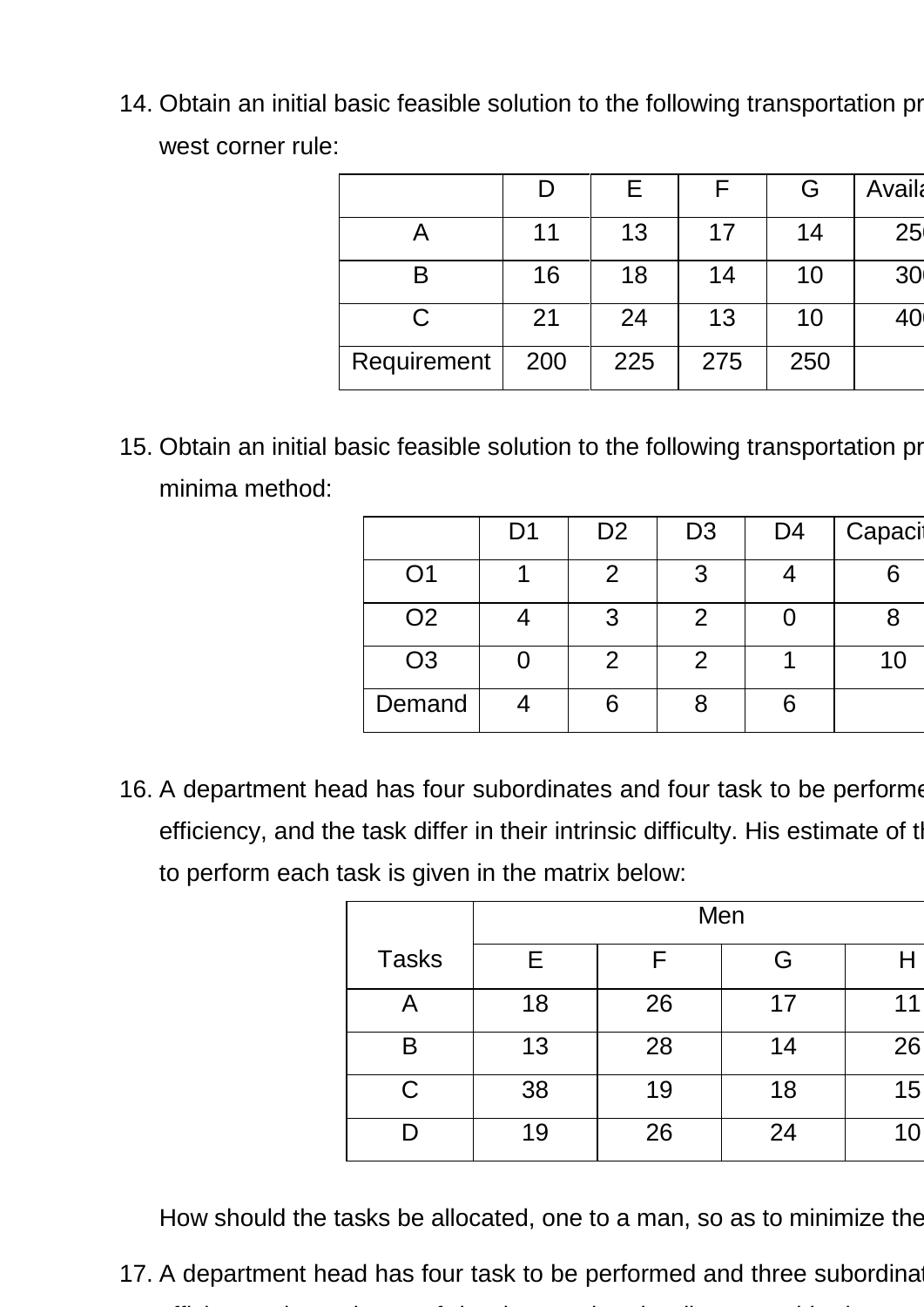14. Obtain an initial basic feasible solution to the following transportation pr west corner rule:

| | D | E | F | G | Availa |
|---|---|---|---|---|---|
| A | 11 | 13 | 17 | 14 | 25 |
| B | 16 | 18 | 14 | 10 | 30 |
| C | 21 | 24 | 13 | 10 | 40 |
| Requirement | 200 | 225 | 275 | 250 | |

15. Obtain an initial basic feasible solution to the following transportation pr minima method:

| | D1 | D2 | D3 | D4 | Capaci |
|---|---|---|---|---|---|
| O1 | 1 | 2 | 3 | 4 | 6 |
| O2 | 4 | 3 | 2 | 0 | 8 |
| O3 | 0 | 2 | 2 | 1 | 10 |
| Demand | 4 | 6 | 8 | 6 | |

16. A department head has four subordinates and four task to be performe efficiency, and the task differ in their intrinsic difficulty. His estimate of th to perform each task is given in the matrix below:

| Tasks | Men | | | |
|---|---|---|---|---|
| | E | F | G | H |
| A | 18 | 26 | 17 | 11 |
| B | 13 | 28 | 14 | 26 |
| C | 38 | 19 | 18 | 15 |
| D | 19 | 26 | 24 | 10 |

How should the tasks be allocated, one to a man, so as to minimize the

17. A department head has four task to be performed and three subordinat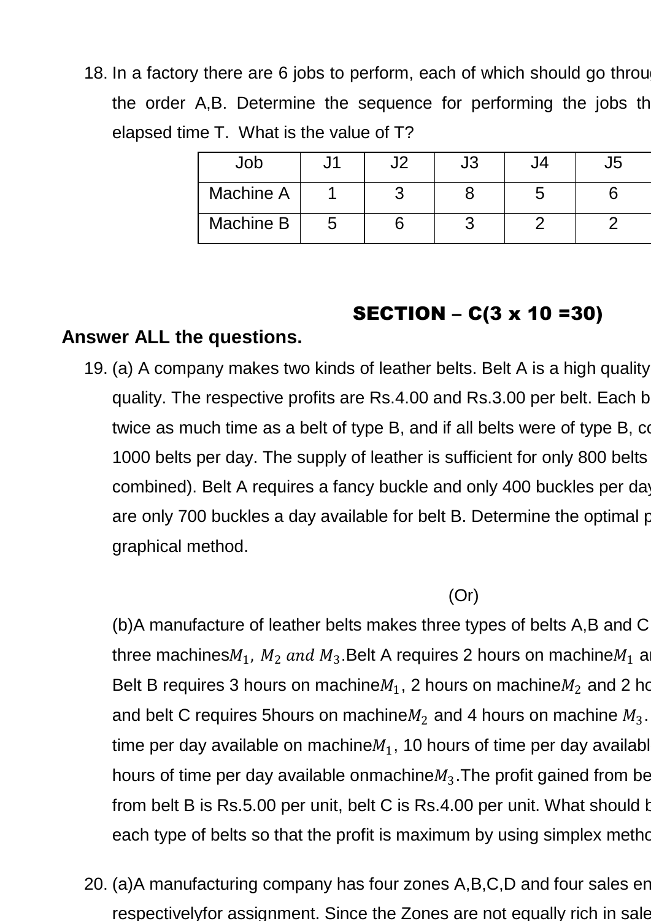18. In a factory there are 6 jobs to perform, each of which should go throu the order A,B. Determine the sequence for performing the jobs th elapsed time T. What is the value of T?

| Job | J1 | J2 | J3 | J4 | J5 |
|---|---|---|---|---|---|
| Machine A | 1 | 3 | 8 | 5 | 6 |
| Machine B | 5 | 6 | 3 | 2 | 2 |

## SECTION – C(3 x 10 =30)

**Answer ALL the questions.**

19. (a) A company makes two kinds of leather belts. Belt A is a high quality quality. The respective profits are Rs.4.00 and Rs.3.00 per belt. Each b twice as much time as a belt of type B, and if all belts were of type B, co 1000 belts per day. The supply of leather is sufficient for only 800 belts combined). Belt A requires a fancy buckle and only 400 buckles per day are only 700 buckles a day available for belt B. Determine the optimal p graphical method.

(Or)

(b)A manufacture of leather belts makes three types of belts A,B and C three machines $M_1$, $M_2$ *and* $M_3$.Belt A requires 2 hours on machine $M_1$ ar Belt B requires 3 hours on machine $M_1$, 2 hours on machine $M_2$ and 2 ho and belt C requires 5hours on machine $M_2$ and 4 hours on machine $M_3$. time per day available on machine $M_1$, 10 hours of time per day availabl hours of time per day available on machine $M_3$.The profit gained from be from belt B is Rs.5.00 per unit, belt C is Rs.4.00 per unit. What should b each type of belts so that the profit is maximum by using simplex metho

20. (a)A manufacturing company has four zones A,B,C,D and four sales en respectivelyfor assignment. Since the Zones are not equally rich in sale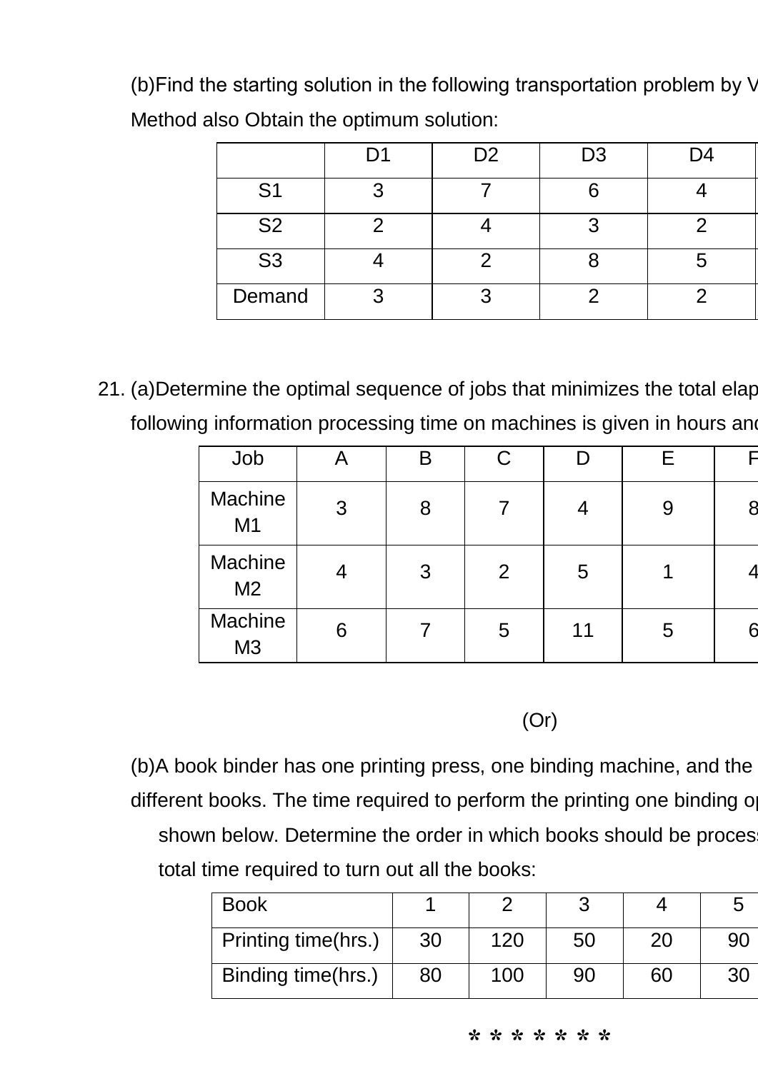(b)Find the starting solution in the following transportation problem by V
Method also Obtain the optimum solution:

| | D1 | D2 | D3 | D4 |
|---|---|---|---|---|
| S1 | 3 | 7 | 6 | 4 |
| S2 | 2 | 4 | 3 | 2 |
| S3 | 4 | 2 | 8 | 5 |
| Demand | 3 | 3 | 2 | 2 |

21. (a)Determine the optimal sequence of jobs that minimizes the total elap
following information processing time on machines is given in hours and

| Job | A | B | C | D | E | F |
|---|---|---|---|---|---|---|
| Machine M1 | 3 | 8 | 7 | 4 | 9 | 8 |
| Machine M2 | 4 | 3 | 2 | 5 | 1 | 4 |
| Machine M3 | 6 | 7 | 5 | 11 | 5 | 6 |

(Or)

(b)A book binder has one printing press, one binding machine, and the
different books. The time required to perform the printing one binding op
shown below. Determine the order in which books should be process
total time required to turn out all the books:

| Book | 1 | 2 | 3 | 4 | 5 |
|---|---|---|---|---|---|
| Printing time(hrs.) | 30 | 120 | 50 | 20 | 90 |
| Binding time(hrs.) | 80 | 100 | 90 | 60 | 30 |

* * * * * * *